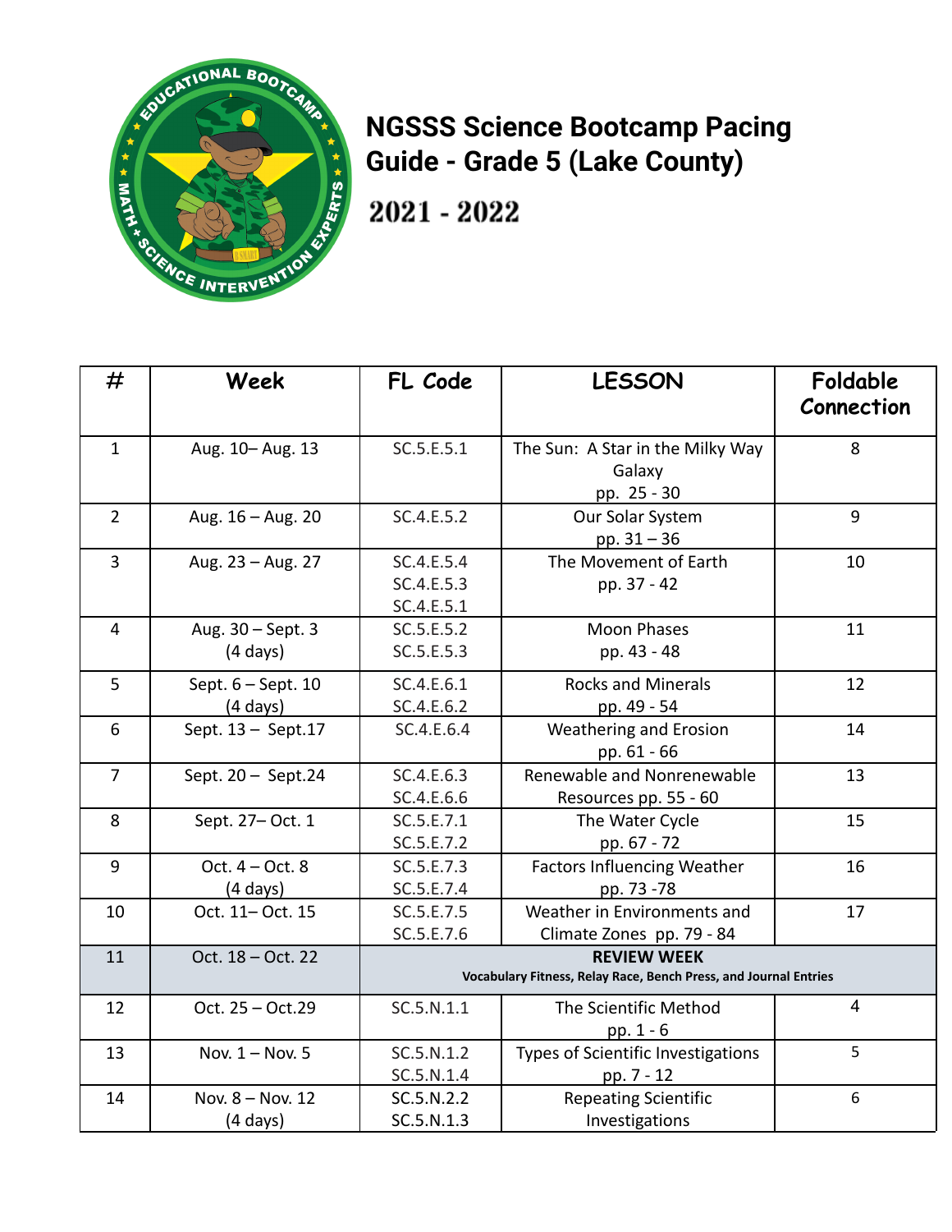# NGSSS Science Bootcamp Pacing Guide - Grade 5 (Lake County)

## 2021 - 2022

| # | Week | FL Code | LESSON | Foldable Connection |
|---|---|---|---|---|
| 1 | Aug. 10– Aug. 13 | SC.5.E.5.1 | The Sun: A Star in the Milky Way Galaxy pp. 25 - 30 | 8 |
| 2 | Aug. 16 – Aug. 20 | SC.4.E.5.2 | Our Solar System pp. 31 – 36 | 9 |
| 3 | Aug. 23 – Aug. 27 | SC.4.E.5.4 SC.4.E.5.3 SC.4.E.5.1 | The Movement of Earth pp. 37 - 42 | 10 |
| 4 | Aug. 30 – Sept. 3 (4 days) | SC.5.E.5.2 SC.5.E.5.3 | Moon Phases pp. 43 - 48 | 11 |
| 5 | Sept. 6 – Sept. 10 (4 days) | SC.4.E.6.1 SC.4.E.6.2 | Rocks and Minerals pp. 49 - 54 | 12 |
| 6 | Sept. 13 – Sept.17 | SC.4.E.6.4 | Weathering and Erosion pp. 61 - 66 | 14 |
| 7 | Sept. 20 – Sept.24 | SC.4.E.6.3 SC.4.E.6.6 | Renewable and Nonrenewable Resources pp. 55 - 60 | 13 |
| 8 | Sept. 27– Oct. 1 | SC.5.E.7.1 SC.5.E.7.2 | The Water Cycle pp. 67 - 72 | 15 |
| 9 | Oct. 4 – Oct. 8 (4 days) | SC.5.E.7.3 SC.5.E.7.4 | Factors Influencing Weather pp. 73 -78 | 16 |
| 10 | Oct. 11– Oct. 15 | SC.5.E.7.5 SC.5.E.7.6 | Weather in Environments and Climate Zones pp. 79 - 84 | 17 |
| 11 | Oct. 18 – Oct. 22 | **REVIEW WEEK** **Vocabulary Fitness, Relay Race, Bench Press, and Journal Entries** | | |
| 12 | Oct. 25 – Oct.29 | SC.5.N.1.1 | The Scientific Method pp. 1 - 6 | 4 |
| 13 | Nov. 1 – Nov. 5 | SC.5.N.1.2 SC.5.N.1.4 | Types of Scientific Investigations pp. 7 - 12 | 5 |
| 14 | Nov. 8 – Nov. 12 (4 days) | SC.5.N.2.2 SC.5.N.1.3 | Repeating Scientific Investigations | 6 |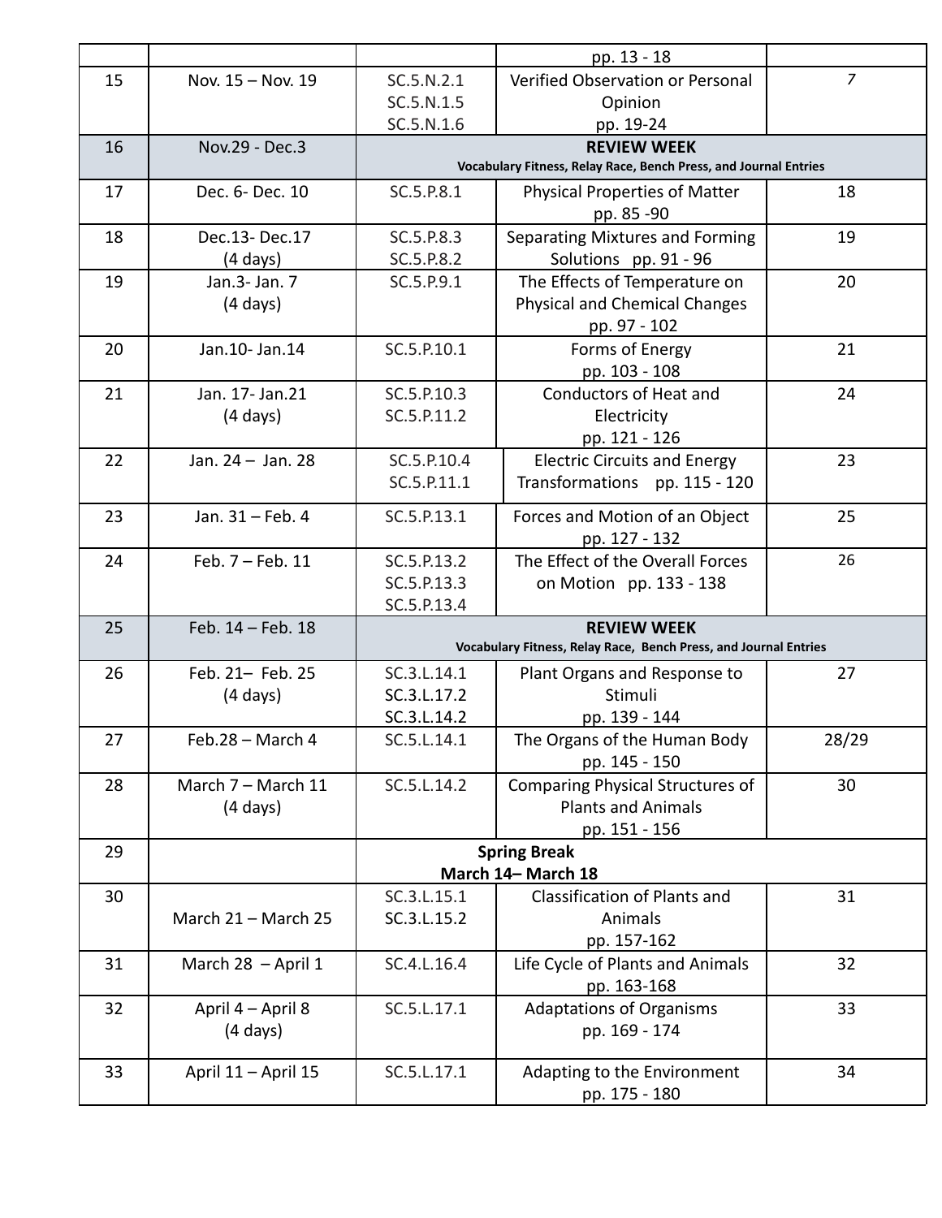| | | | pp. 13 - 18 | |
|---|---|---|---|---|
| 15 | Nov. 15 – Nov. 19 | SC.5.N.2.1<br>SC.5.N.1.5<br>SC.5.N.1.6 | Verified Observation or Personal Opinion<br>pp. 19-24 | 7 |
| 16 | Nov.29 - Dec.3 | **REVIEW WEEK**<br>**Vocabulary Fitness, Relay Race, Bench Press, and Journal Entries** | | |
| 17 | Dec. 6- Dec. 10 | SC.5.P.8.1 | Physical Properties of Matter<br>pp. 85 -90 | 18 |
| 18 | Dec.13- Dec.17<br>(4 days) | SC.5.P.8.3<br>SC.5.P.8.2 | Separating Mixtures and Forming Solutions pp. 91 - 96 | 19 |
| 19 | Jan.3- Jan. 7<br>(4 days) | SC.5.P.9.1 | The Effects of Temperature on Physical and Chemical Changes<br>pp. 97 - 102 | 20 |
| 20 | Jan.10- Jan.14 | SC.5.P.10.1 | Forms of Energy<br>pp. 103 - 108 | 21 |
| 21 | Jan. 17- Jan.21<br>(4 days) | SC.5.P.10.3<br>SC.5.P.11.2 | Conductors of Heat and Electricity<br>pp. 121 - 126 | 24 |
| 22 | Jan. 24 – Jan. 28 | SC.5.P.10.4<br>SC.5.P.11.1 | Electric Circuits and Energy Transformations pp. 115 - 120 | 23 |
| 23 | Jan. 31 – Feb. 4 | SC.5.P.13.1 | Forces and Motion of an Object<br>pp. 127 - 132 | 25 |
| 24 | Feb. 7 – Feb. 11 | SC.5.P.13.2<br>SC.5.P.13.3<br>SC.5.P.13.4 | The Effect of the Overall Forces on Motion pp. 133 - 138 | 26 |
| 25 | Feb. 14 – Feb. 18 | **REVIEW WEEK**<br>**Vocabulary Fitness, Relay Race, Bench Press, and Journal Entries** | | |
| 26 | Feb. 21– Feb. 25<br>(4 days) | SC.3.L.14.1<br>SC.3.L.17.2<br>SC.3.L.14.2 | Plant Organs and Response to Stimuli<br>pp. 139 - 144 | 27 |
| 27 | Feb.28 – March 4 | SC.5.L.14.1 | The Organs of the Human Body<br>pp. 145 - 150 | 28/29 |
| 28 | March 7 – March 11<br>(4 days) | SC.5.L.14.2 | Comparing Physical Structures of Plants and Animals<br>pp. 151 - 156 | 30 |
| 29 | | **Spring Break**<br>**March 14– March 18** | | |
| 30 | March 21 – March 25 | SC.3.L.15.1<br>SC.3.L.15.2 | Classification of Plants and Animals<br>pp. 157-162 | 31 |
| 31 | March 28 – April 1 | SC.4.L.16.4 | Life Cycle of Plants and Animals<br>pp. 163-168 | 32 |
| 32 | April 4 – April 8<br>(4 days) | SC.5.L.17.1 | Adaptations of Organisms<br>pp. 169 - 174 | 33 |
| 33 | April 11 – April 15 | SC.5.L.17.1 | Adapting to the Environment<br>pp. 175 - 180 | 34 |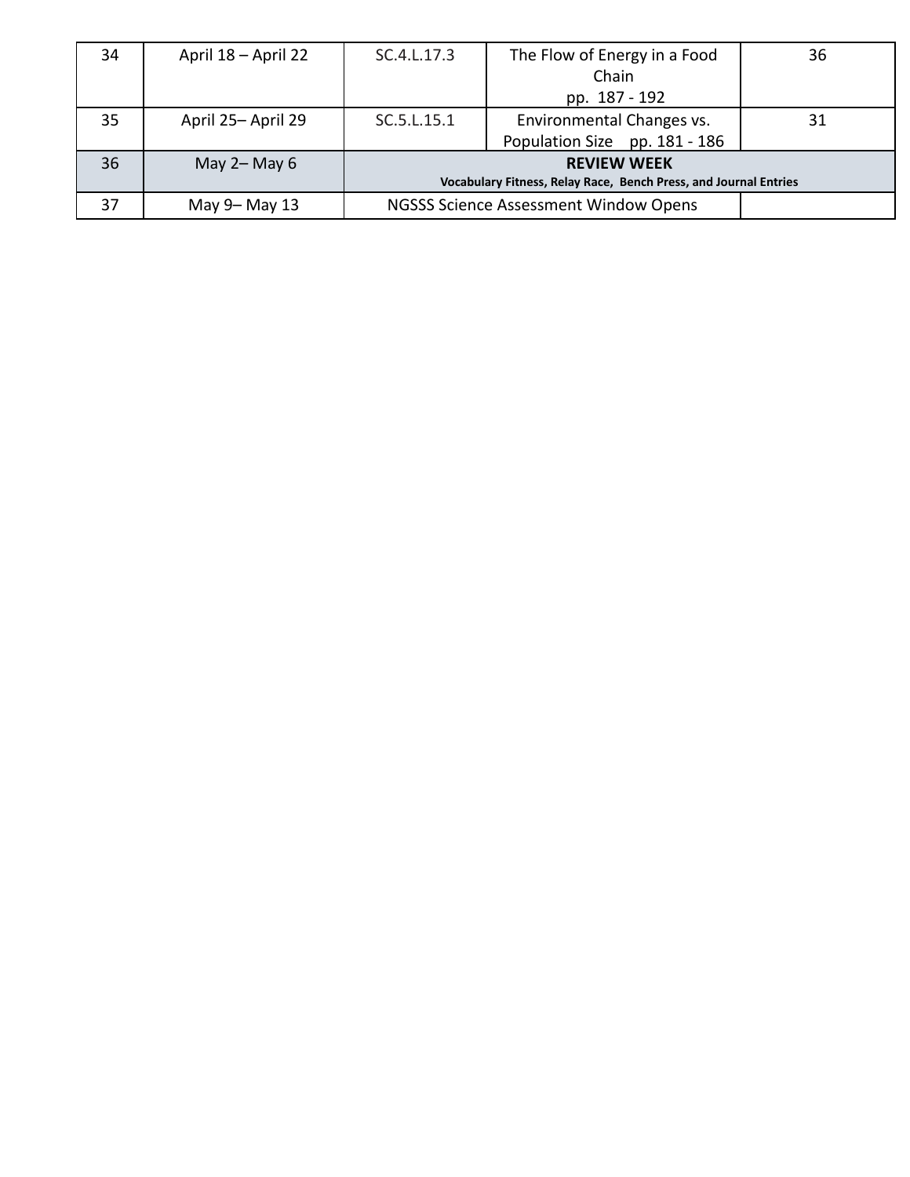| | | | | |
|---|---|---|---|---|
| 34 | April 18 – April 22 | SC.4.L.17.3 | The Flow of Energy in a Food Chain pp. 187 - 192 | 36 |
| 35 | April 25– April 29 | SC.5.L.15.1 | Environmental Changes vs. Population Size pp. 181 - 186 | 31 |
| 36 | May 2– May 6 | **REVIEW WEEK** **Vocabulary Fitness, Relay Race, Bench Press, and Journal Entries** | | |
| 37 | May 9– May 13 | NGSSS Science Assessment Window Opens | | |